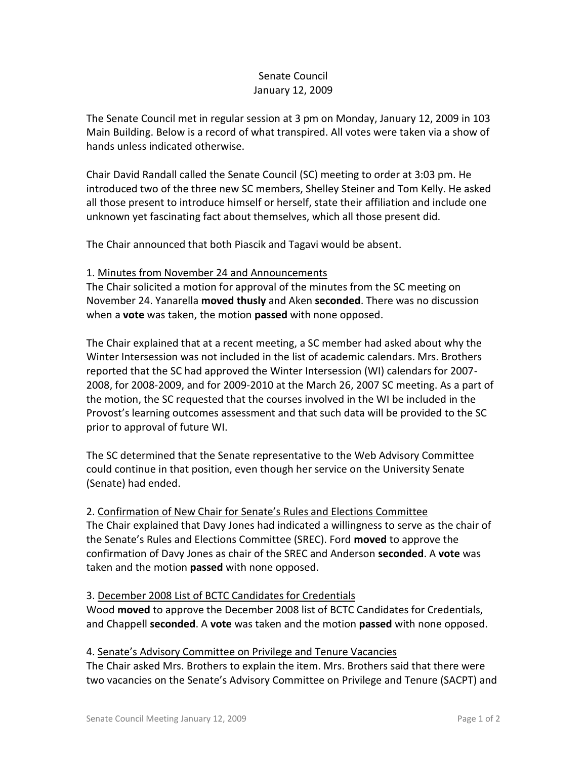# Senate Council
## January 12, 2009

The Senate Council met in regular session at 3 pm on Monday, January 12, 2009 in 103 Main Building. Below is a record of what transpired. All votes were taken via a show of hands unless indicated otherwise.

Chair David Randall called the Senate Council (SC) meeting to order at 3:03 pm. He introduced two of the three new SC members, Shelley Steiner and Tom Kelly. He asked all those present to introduce himself or herself, state their affiliation and include one unknown yet fascinating fact about themselves, which all those present did.

The Chair announced that both Piascik and Tagavi would be absent.

1. <u>Minutes from November 24 and Announcements</u>

The Chair solicited a motion for approval of the minutes from the SC meeting on November 24. Yanarella **moved thusly** and Aken **seconded**. There was no discussion when a **vote** was taken, the motion **passed** with none opposed.

The Chair explained that at a recent meeting, a SC member had asked about why the Winter Intersession was not included in the list of academic calendars. Mrs. Brothers reported that the SC had approved the Winter Intersession (WI) calendars for 2007-2008, for 2008-2009, and for 2009-2010 at the March 26, 2007 SC meeting. As a part of the motion, the SC requested that the courses involved in the WI be included in the Provost's learning outcomes assessment and that such data will be provided to the SC prior to approval of future WI.

The SC determined that the Senate representative to the Web Advisory Committee could continue in that position, even though her service on the University Senate (Senate) had ended.

2. <u>Confirmation of New Chair for Senate's Rules and Elections Committee</u>

The Chair explained that Davy Jones had indicated a willingness to serve as the chair of the Senate's Rules and Elections Committee (SREC). Ford **moved** to approve the confirmation of Davy Jones as chair of the SREC and Anderson **seconded**. A **vote** was taken and the motion **passed** with none opposed.

3. <u>December 2008 List of BCTC Candidates for Credentials</u>

Wood **moved** to approve the December 2008 list of BCTC Candidates for Credentials, and Chappell **seconded**. A **vote** was taken and the motion **passed** with none opposed.

4. <u>Senate's Advisory Committee on Privilege and Tenure Vacancies</u>

The Chair asked Mrs. Brothers to explain the item. Mrs. Brothers said that there were two vacancies on the Senate's Advisory Committee on Privilege and Tenure (SACPT) and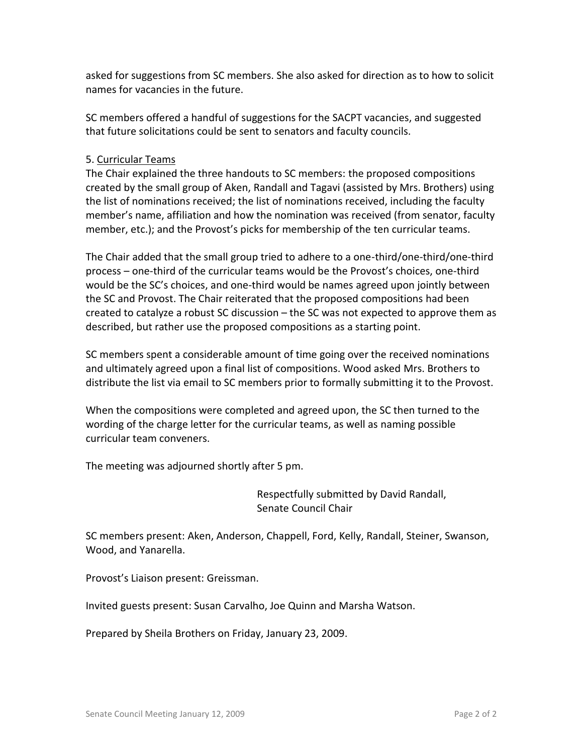asked for suggestions from SC members. She also asked for direction as to how to solicit names for vacancies in the future.

SC members offered a handful of suggestions for the SACPT vacancies, and suggested that future solicitations could be sent to senators and faculty councils.

5. Curricular Teams

The Chair explained the three handouts to SC members: the proposed compositions created by the small group of Aken, Randall and Tagavi (assisted by Mrs. Brothers) using the list of nominations received; the list of nominations received, including the faculty member's name, affiliation and how the nomination was received (from senator, faculty member, etc.); and the Provost's picks for membership of the ten curricular teams.

The Chair added that the small group tried to adhere to a one-third/one-third/one-third process – one-third of the curricular teams would be the Provost's choices, one-third would be the SC's choices, and one-third would be names agreed upon jointly between the SC and Provost. The Chair reiterated that the proposed compositions had been created to catalyze a robust SC discussion – the SC was not expected to approve them as described, but rather use the proposed compositions as a starting point.

SC members spent a considerable amount of time going over the received nominations and ultimately agreed upon a final list of compositions. Wood asked Mrs. Brothers to distribute the list via email to SC members prior to formally submitting it to the Provost.

When the compositions were completed and agreed upon, the SC then turned to the wording of the charge letter for the curricular teams, as well as naming possible curricular team conveners.

The meeting was adjourned shortly after 5 pm.

Respectfully submitted by David Randall,
Senate Council Chair

SC members present: Aken, Anderson, Chappell, Ford, Kelly, Randall, Steiner, Swanson, Wood, and Yanarella.

Provost's Liaison present: Greissman.

Invited guests present: Susan Carvalho, Joe Quinn and Marsha Watson.

Prepared by Sheila Brothers on Friday, January 23, 2009.